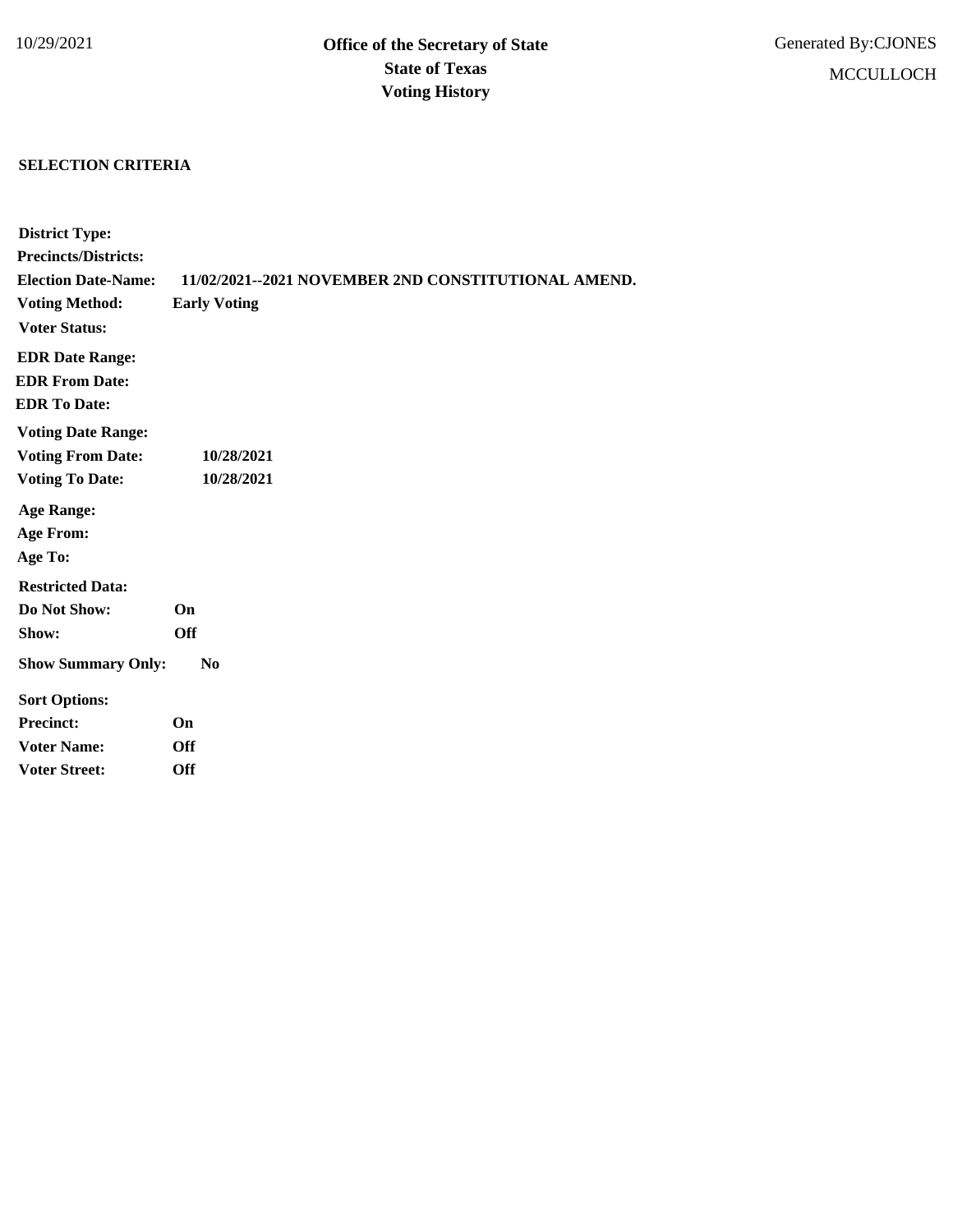10/29/2021

# Office of the Secretary of State
## State of Texas
## Voting History

Generated By:CJONES

MCCULLOCH

**SELECTION CRITERIA**

**District Type:**

**Precincts/Districts:**

**Election Date-Name:** **11/02/2021--2021 NOVEMBER 2ND CONSTITUTIONAL AMEND.**

**Voting Method:** **Early Voting**

**Voter Status:**

**EDR Date Range:**

**EDR From Date:**

**EDR To Date:**

**Voting Date Range:**

**Voting From Date:** **10/28/2021**

**Voting To Date:** **10/28/2021**

**Age Range:**

**Age From:**

**Age To:**

**Restricted Data:**

**Do Not Show:** **On**

**Show:** **Off**

**Show Summary Only:** **No**

**Sort Options:**

**Precinct:** **On**

**Voter Name:** **Off**

**Voter Street:** **Off**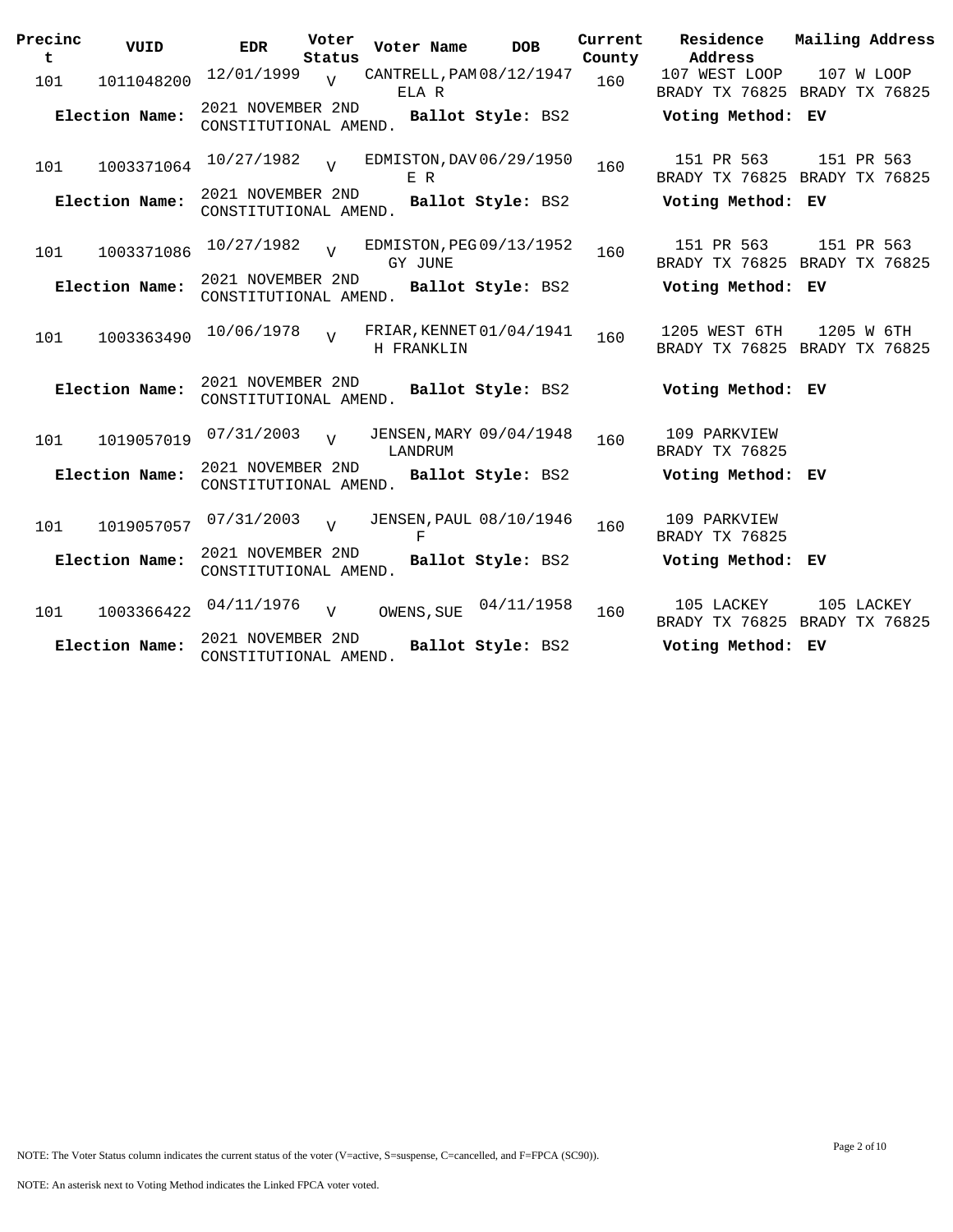| Precinct | VUID | EDR | Voter Status | Voter Name | DOB | Current County | Residence Address | Mailing Address |
|---|---|---|---|---|---|---|---|---|
| 101 | 1011048200 | 12/01/1999 | V | CANTRELL, PAMELA R | 08/12/1947 | 160 | 107 WEST LOOP BRADY TX 76825 | 107 W LOOP BRADY TX 76825 |
| **Election Name:** | | 2021 NOVEMBER 2ND CONSTITUTIONAL AMEND. | | **Ballot Style:** BS2 | | | **Voting Method: EV** | |
| 101 | 1003371064 | 10/27/1982 | V | EDMISTON, DAVE R | 06/29/1950 | 160 | 151 PR 563 BRADY TX 76825 | 151 PR 563 BRADY TX 76825 |
| **Election Name:** | | 2021 NOVEMBER 2ND CONSTITUTIONAL AMEND. | | **Ballot Style:** BS2 | | | **Voting Method: EV** | |
| 101 | 1003371086 | 10/27/1982 | V | EDMISTON, PEGGY JUNE | 09/13/1952 | 160 | 151 PR 563 BRADY TX 76825 | 151 PR 563 BRADY TX 76825 |
| **Election Name:** | | 2021 NOVEMBER 2ND CONSTITUTIONAL AMEND. | | **Ballot Style:** BS2 | | | **Voting Method: EV** | |
| 101 | 1003363490 | 10/06/1978 | V | FRIAR, KENNETH FRANKLIN | 01/04/1941 | 160 | 1205 WEST 6TH BRADY TX 76825 | 1205 W 6TH BRADY TX 76825 |
| **Election Name:** | | 2021 NOVEMBER 2ND CONSTITUTIONAL AMEND. | | **Ballot Style:** BS2 | | | **Voting Method: EV** | |
| 101 | 1019057019 | 07/31/2003 | V | JENSEN, MARY LANDRUM | 09/04/1948 | 160 | 109 PARKVIEW BRADY TX 76825 | |
| **Election Name:** | | 2021 NOVEMBER 2ND CONSTITUTIONAL AMEND. | | **Ballot Style:** BS2 | | | **Voting Method: EV** | |
| 101 | 1019057057 | 07/31/2003 | V | JENSEN, PAUL F | 08/10/1946 | 160 | 109 PARKVIEW BRADY TX 76825 | |
| **Election Name:** | | 2021 NOVEMBER 2ND CONSTITUTIONAL AMEND. | | **Ballot Style:** BS2 | | | **Voting Method: EV** | |
| 101 | 1003366422 | 04/11/1976 | V | OWENS, SUE | 04/11/1958 | 160 | 105 LACKEY BRADY TX 76825 | 105 LACKEY BRADY TX 76825 |
| **Election Name:** | | 2021 NOVEMBER 2ND CONSTITUTIONAL AMEND. | | **Ballot Style:** BS2 | | | **Voting Method: EV** | |

NOTE: The Voter Status column indicates the current status of the voter (V=active, S=suspense, C=cancelled, and F=FPCA (SC90)).

NOTE: An asterisk next to Voting Method indicates the Linked FPCA voter voted.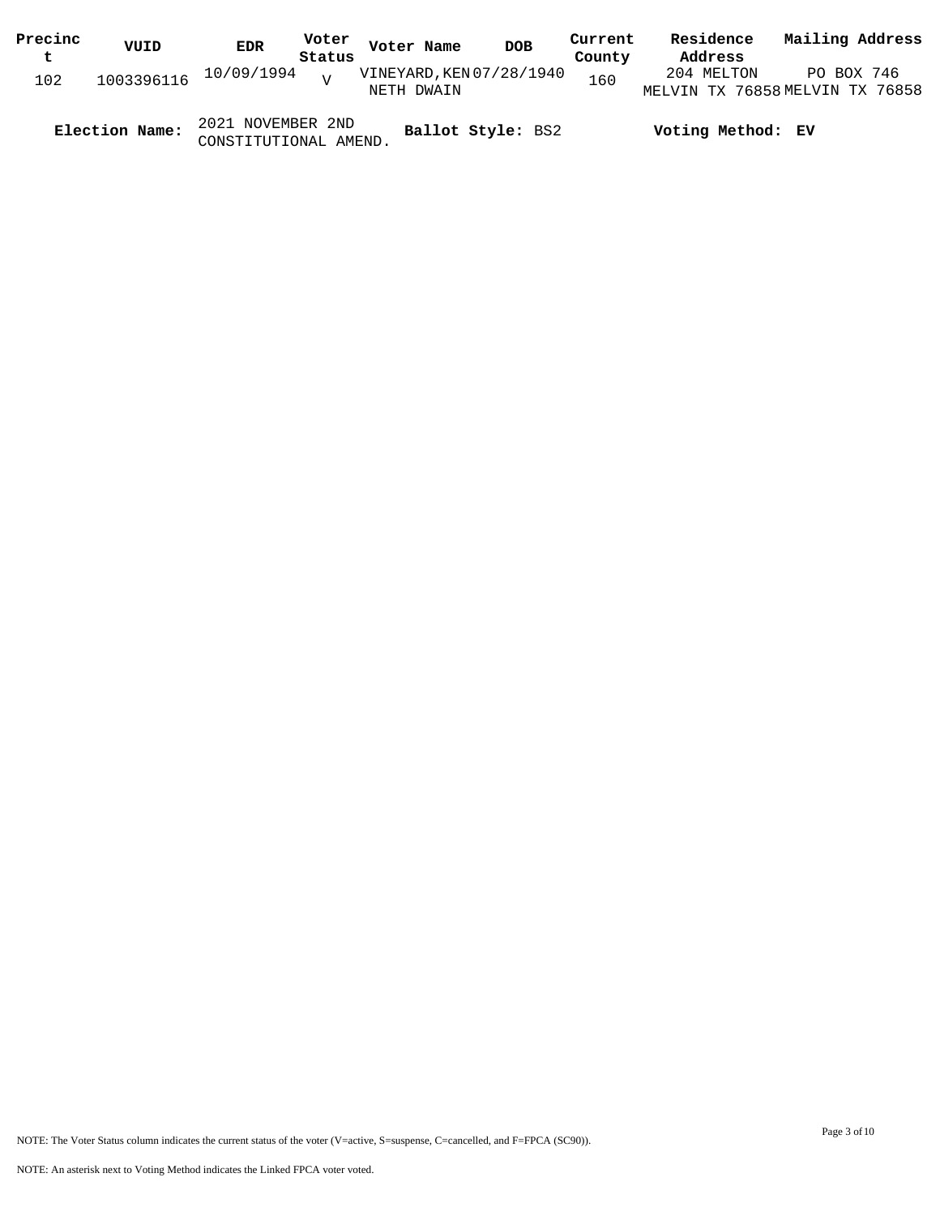| Precinct | VUID | EDR | Voter Status | Voter Name | DOB | Current County | Residence Address | Mailing Address |
|---|---|---|---|---|---|---|---|---|
| 102 | 1003396116 | 10/09/1994 | V | VINEYARD,KENNETH DWAIN | 07/28/1940 | 160 | 204 MELTON MELVIN TX 76858 | PO BOX 746 MELVIN TX 76858 |

**Election Name:** 2021 NOVEMBER 2ND CONSTITUTIONAL AMEND. **Ballot Style:** BS2 **Voting Method: EV**

NOTE: The Voter Status column indicates the current status of the voter (V=active, S=suspense, C=cancelled, and F=FPCA (SC90)).

NOTE: An asterisk next to Voting Method indicates the Linked FPCA voter voted.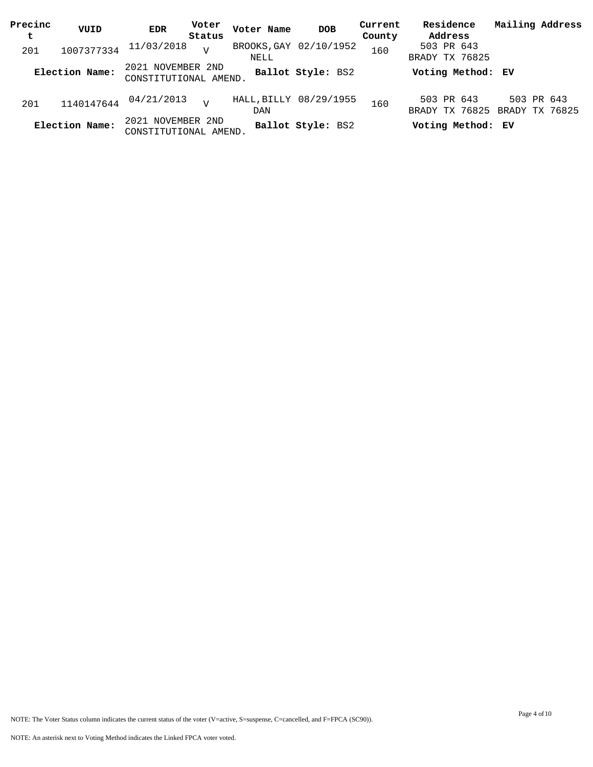| Precinct | VUID | EDR | Voter Status | Voter Name | DOB | Current County | Residence Address | Mailing Address |
|---|---|---|---|---|---|---|---|---|
| 201 | 1007377334 | 11/03/2018 | V | BROOKS,GAY NELL | 02/10/1952 | 160 | 503 PR 643 BRADY TX 76825 | |
| **Election Name:** | | 2021 NOVEMBER 2ND CONSTITUTIONAL AMEND. | | **Ballot Style:** BS2 | | | **Voting Method:** EV | |
| 201 | 1140147644 | 04/21/2013 | V | HALL,BILLY DAN | 08/29/1955 | 160 | 503 PR 643 BRADY TX 76825 | 503 PR 643 BRADY TX 76825 |
| **Election Name:** | | 2021 NOVEMBER 2ND CONSTITUTIONAL AMEND. | | **Ballot Style:** BS2 | | | **Voting Method:** EV | |

NOTE: The Voter Status column indicates the current status of the voter (V=active, S=suspense, C=cancelled, and F=FPCA (SC90)).

NOTE: An asterisk next to Voting Method indicates the Linked FPCA voter voted.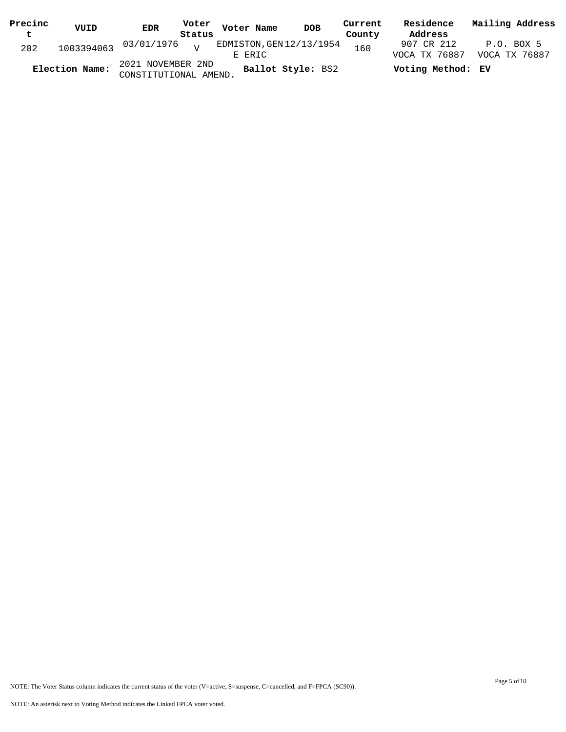| Precinct | VUID | EDR | Voter Status | Voter Name | DOB | Current County | Residence Address | Mailing Address |
| --- | --- | --- | --- | --- | --- | --- | --- | --- |
| 202 | 1003394063 | 03/01/1976 | V | EDMISTON,GENE ERIC | 12/13/1954 | 160 | 907 CR 212 VOCA TX 76887 | P.O. BOX 5 VOCA TX 76887 |

**Election Name:** 2021 NOVEMBER 2ND CONSTITUTIONAL AMEND. **Ballot Style:** BS2 **Voting Method:** **EV**

NOTE: The Voter Status column indicates the current status of the voter (V=active, S=suspense, C=cancelled, and F=FPCA (SC90)).

NOTE: An asterisk next to Voting Method indicates the Linked FPCA voter voted.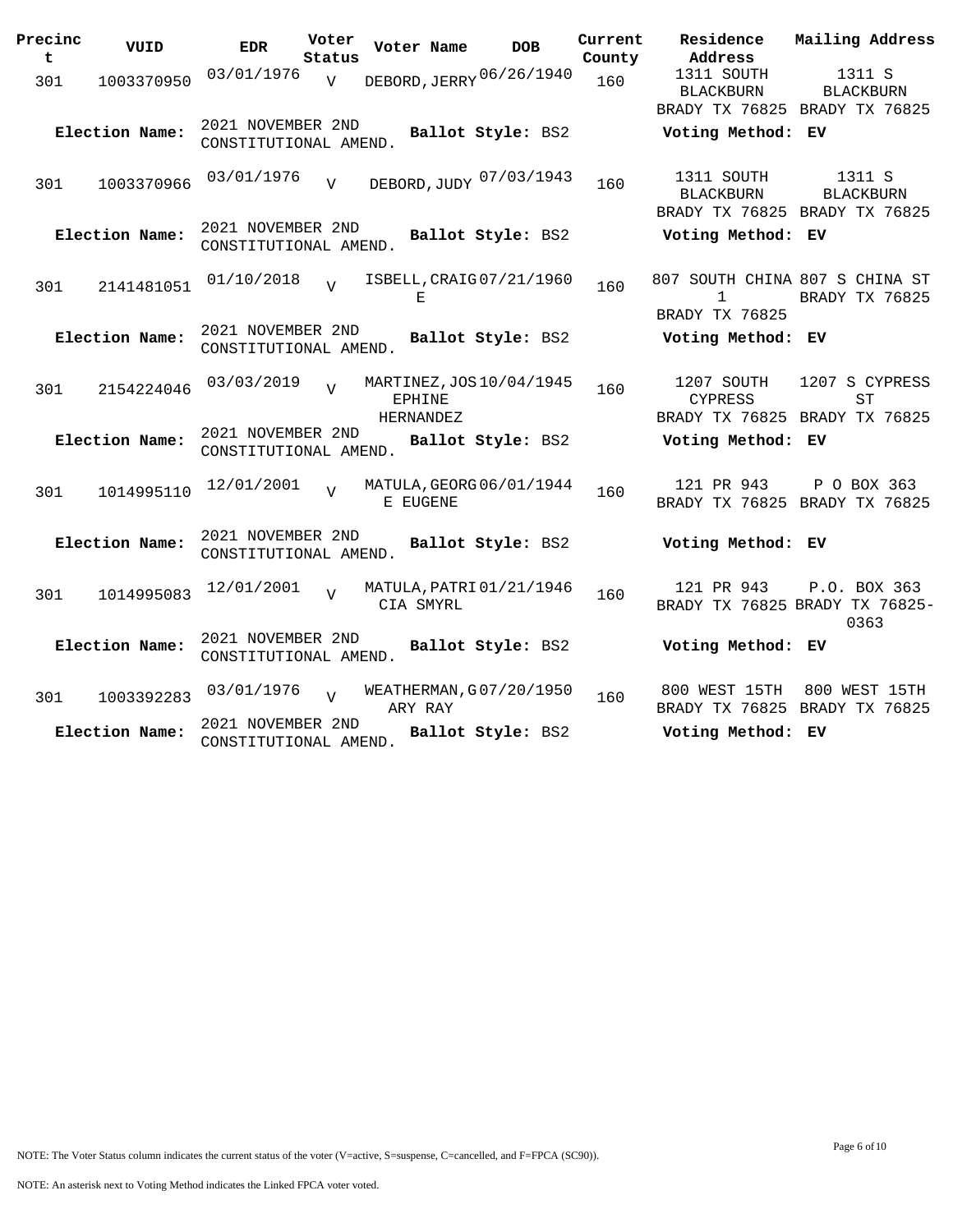| Precinct | VUID | EDR | Voter Status | Voter Name | DOB | Current County | Residence Address | Mailing Address |
|---|---|---|---|---|---|---|---|---|
| 301 | 1003370950 | 03/01/1976 | V | DEBORD, JERRY | 06/26/1940 | 160 | 1311 SOUTH BLACKBURN BRADY TX 76825 | 1311 S BLACKBURN BRADY TX 76825 |
| **Election Name:** | | 2021 NOVEMBER 2ND CONSTITUTIONAL AMEND. | | **Ballot Style:** BS2 | | | **Voting Method:** | **EV** |
| 301 | 1003370966 | 03/01/1976 | V | DEBORD, JUDY | 07/03/1943 | 160 | 1311 SOUTH BLACKBURN BRADY TX 76825 | 1311 S BLACKBURN BRADY TX 76825 |
| **Election Name:** | | 2021 NOVEMBER 2ND CONSTITUTIONAL AMEND. | | **Ballot Style:** BS2 | | | **Voting Method:** | **EV** |
| 301 | 2141481051 | 01/10/2018 | V | ISBELL, CRAIG E | 07/21/1960 | 160 | 807 SOUTH CHINA 1 BRADY TX 76825 | 807 S CHINA ST BRADY TX 76825 |
| **Election Name:** | | 2021 NOVEMBER 2ND CONSTITUTIONAL AMEND. | | **Ballot Style:** BS2 | | | **Voting Method:** | **EV** |
| 301 | 2154224046 | 03/03/2019 | V | MARTINEZ, JOSEPHINE HERNANDEZ | 10/04/1945 | 160 | 1207 SOUTH CYPRESS BRADY TX 76825 | 1207 S CYPRESS ST BRADY TX 76825 |
| **Election Name:** | | 2021 NOVEMBER 2ND CONSTITUTIONAL AMEND. | | **Ballot Style:** BS2 | | | **Voting Method:** | **EV** |
| 301 | 1014995110 | 12/01/2001 | V | MATULA, GEORGE EUGENE | 06/01/1944 | 160 | 121 PR 943 BRADY TX 76825 | P O BOX 363 BRADY TX 76825 |
| **Election Name:** | | 2021 NOVEMBER 2ND CONSTITUTIONAL AMEND. | | **Ballot Style:** BS2 | | | **Voting Method:** | **EV** |
| 301 | 1014995083 | 12/01/2001 | V | MATULA, PATRICIA SMYRL | 01/21/1946 | 160 | 121 PR 943 BRADY TX 76825 | P.O. BOX 363 BRADY TX 76825-0363 |
| **Election Name:** | | 2021 NOVEMBER 2ND CONSTITUTIONAL AMEND. | | **Ballot Style:** BS2 | | | **Voting Method:** | **EV** |
| 301 | 1003392283 | 03/01/1976 | V | WEATHERMAN, GARY RAY | 07/20/1950 | 160 | 800 WEST 15TH BRADY TX 76825 | 800 WEST 15TH BRADY TX 76825 |
| **Election Name:** | | 2021 NOVEMBER 2ND CONSTITUTIONAL AMEND. | | **Ballot Style:** BS2 | | | **Voting Method:** | **EV** |

NOTE: The Voter Status column indicates the current status of the voter (V=active, S=suspense, C=cancelled, and F=FPCA (SC90)).

NOTE: An asterisk next to Voting Method indicates the Linked FPCA voter voted.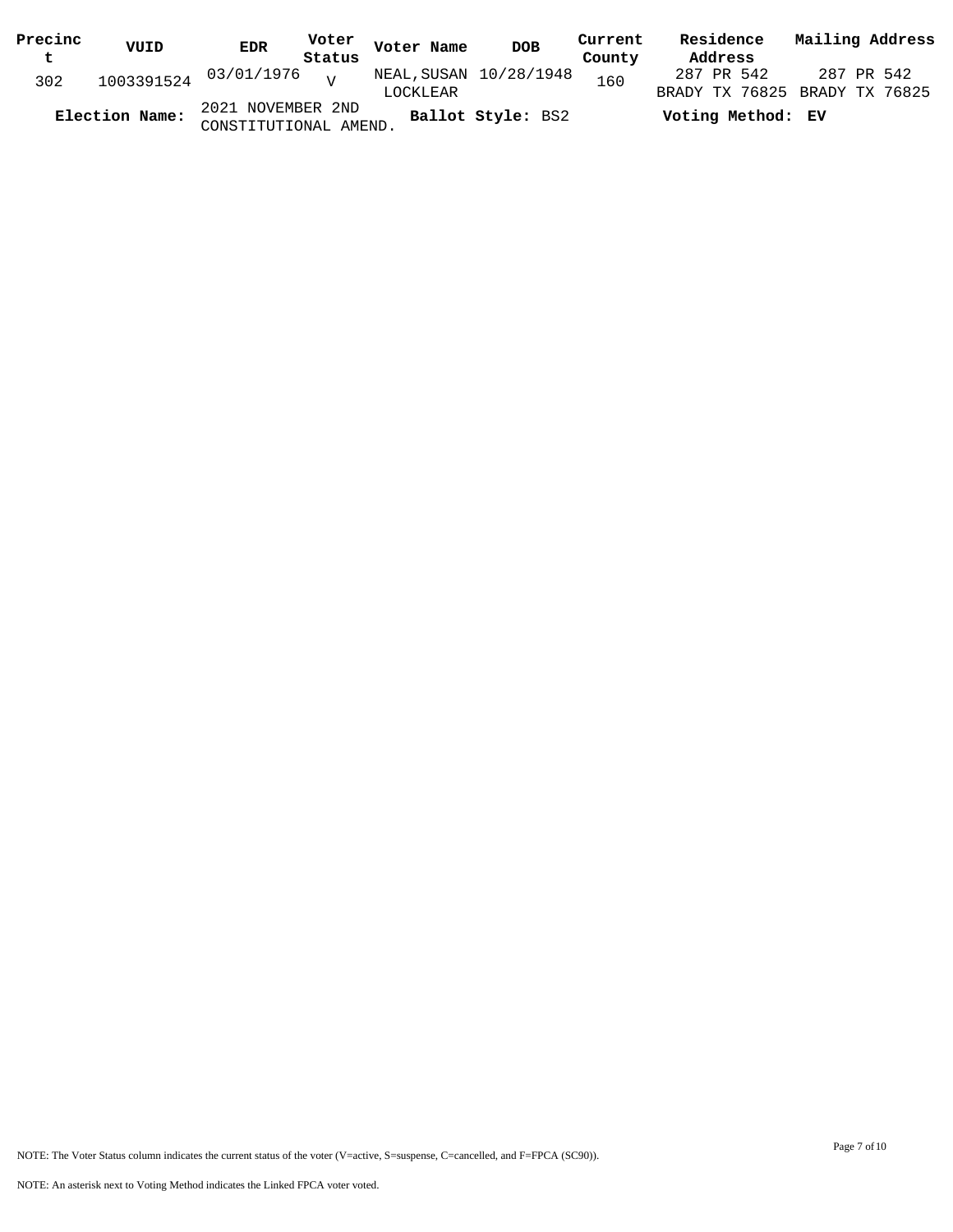| Precinct | VUID | EDR | Voter Status | Voter Name | DOB | Current County | Residence Address | Mailing Address |
|---|---|---|---|---|---|---|---|---|
| 302 | 1003391524 | 03/01/1976 | V | NEAL,SUSAN LOCKLEAR | 10/28/1948 | 160 | 287 PR 542 BRADY TX 76825 | 287 PR 542 BRADY TX 76825 |

**Election Name:** 2021 NOVEMBER 2ND CONSTITUTIONAL AMEND. **Ballot Style:** BS2 **Voting Method:** **EV**

NOTE: The Voter Status column indicates the current status of the voter (V=active, S=suspense, C=cancelled, and F=FPCA (SC90)).

NOTE: An asterisk next to Voting Method indicates the Linked FPCA voter voted.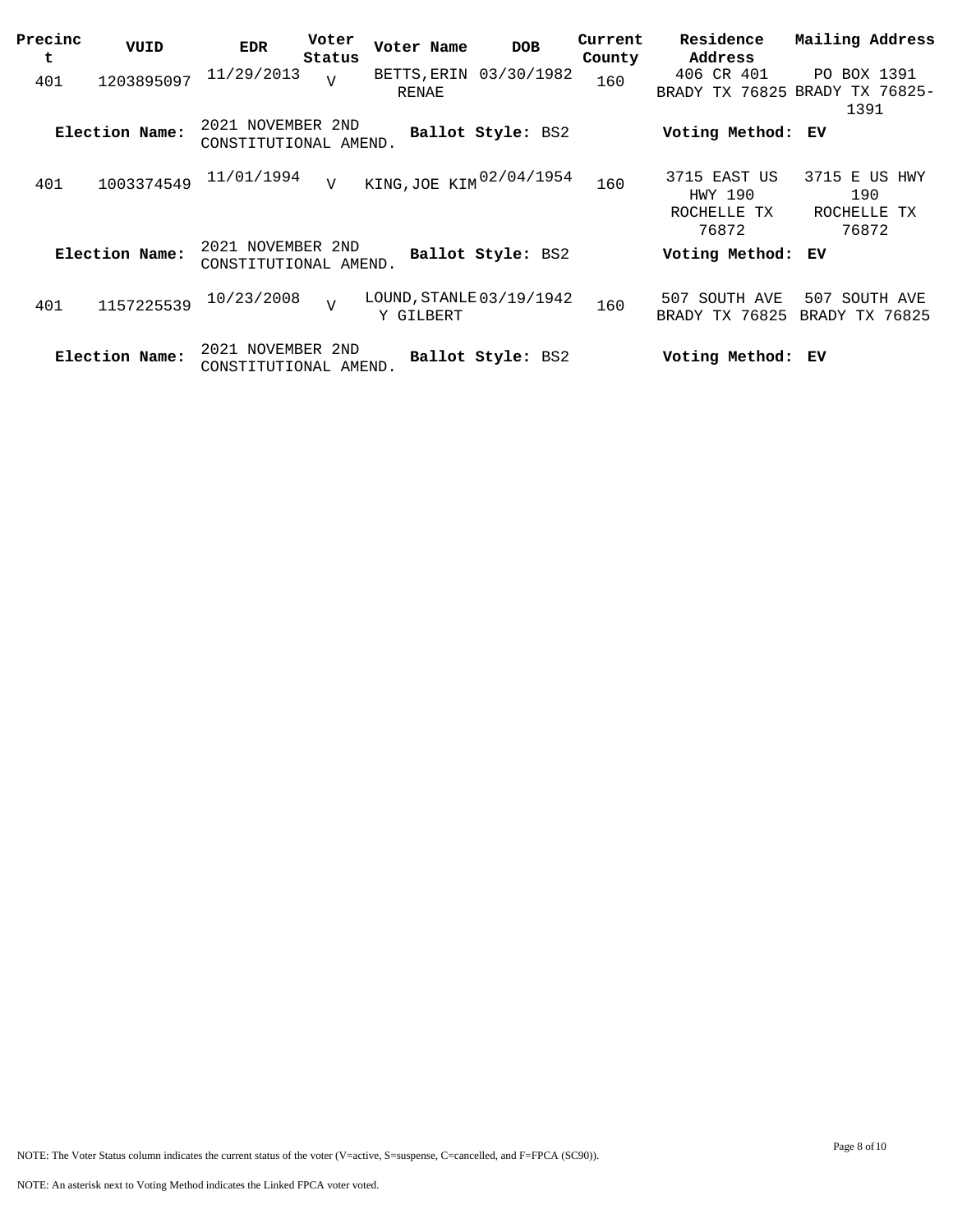| Precinct | VUID | EDR | Voter Status | Voter Name | DOB | Current County | Residence Address | Mailing Address |
|---|---|---|---|---|---|---|---|---|
| 401 | 1203895097 | 11/29/2013 | V | BETTS,ERIN RENAE | 03/30/1982 | 160 | 406 CR 401 BRADY TX 76825 | PO BOX 1391 BRADY TX 76825-1391 |
| **Election Name:** | | 2021 NOVEMBER 2ND CONSTITUTIONAL AMEND. | | **Ballot Style:** BS2 | | | **Voting Method:** | **EV** |
| 401 | 1003374549 | 11/01/1994 | V | KING,JOE KIM | 02/04/1954 | 160 | 3715 EAST US HWY 190 ROCHELLE TX 76872 | 3715 E US HWY 190 ROCHELLE TX 76872 |
| **Election Name:** | | 2021 NOVEMBER 2ND CONSTITUTIONAL AMEND. | | **Ballot Style:** BS2 | | | **Voting Method:** | **EV** |
| 401 | 1157225539 | 10/23/2008 | V | LOUND,STANLEY GILBERT | 03/19/1942 | 160 | 507 SOUTH AVE BRADY TX 76825 | 507 SOUTH AVE BRADY TX 76825 |
| **Election Name:** | | 2021 NOVEMBER 2ND CONSTITUTIONAL AMEND. | | **Ballot Style:** BS2 | | | **Voting Method:** | **EV** |

NOTE: The Voter Status column indicates the current status of the voter (V=active, S=suspense, C=cancelled, and F=FPCA (SC90)).

NOTE: An asterisk next to Voting Method indicates the Linked FPCA voter voted.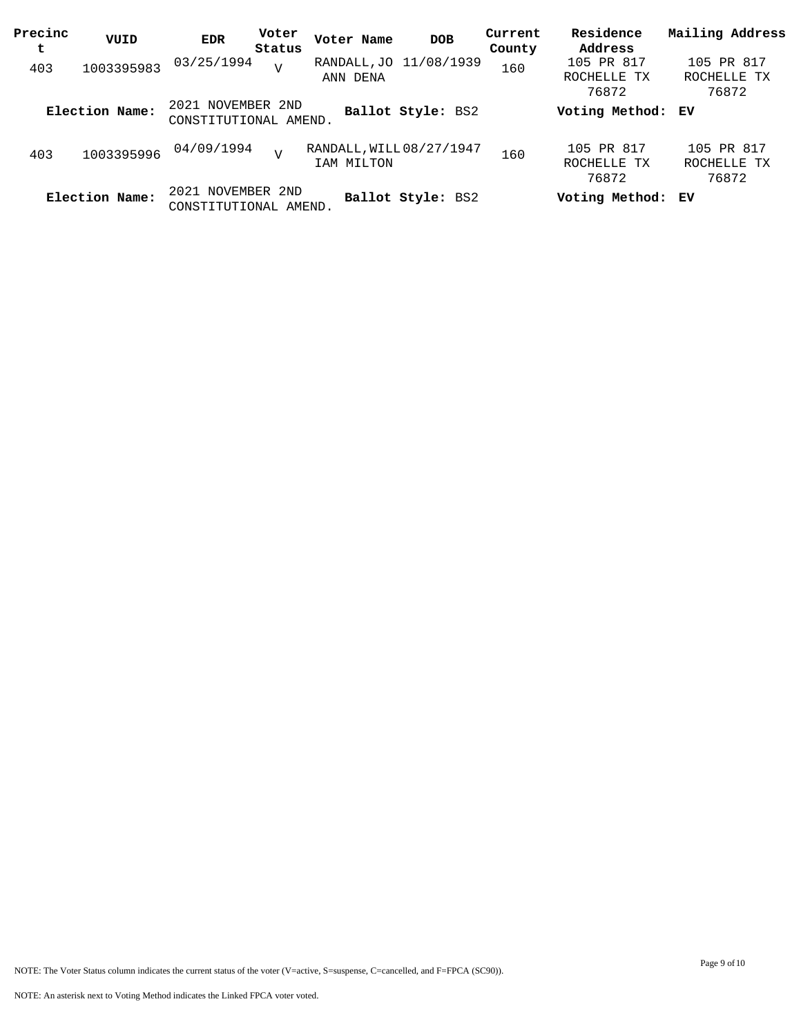| Precinct | VUID | EDR | Voter Status | Voter Name | DOB | Current County | Residence Address | Mailing Address |
|---|---|---|---|---|---|---|---|---|
| 403 | 1003395983 | 03/25/1994 | V | RANDALL,JOANN DENA | 11/08/1939 | 160 | 105 PR 817 ROCHELLE TX 76872 | 105 PR 817 ROCHELLE TX 76872 |
| **Election Name:** | 2021 NOVEMBER 2ND CONSTITUTIONAL AMEND. | | | **Ballot Style:** BS2 | | | **Voting Method:** | **EV** |
| 403 | 1003395996 | 04/09/1994 | V | RANDALL,WILLIAM MILTON | 08/27/1947 | 160 | 105 PR 817 ROCHELLE TX 76872 | 105 PR 817 ROCHELLE TX 76872 |
| **Election Name:** | 2021 NOVEMBER 2ND CONSTITUTIONAL AMEND. | | | **Ballot Style:** BS2 | | | **Voting Method:** | **EV** |

NOTE: The Voter Status column indicates the current status of the voter (V=active, S=suspense, C=cancelled, and F=FPCA (SC90)).

NOTE: An asterisk next to Voting Method indicates the Linked FPCA voter voted.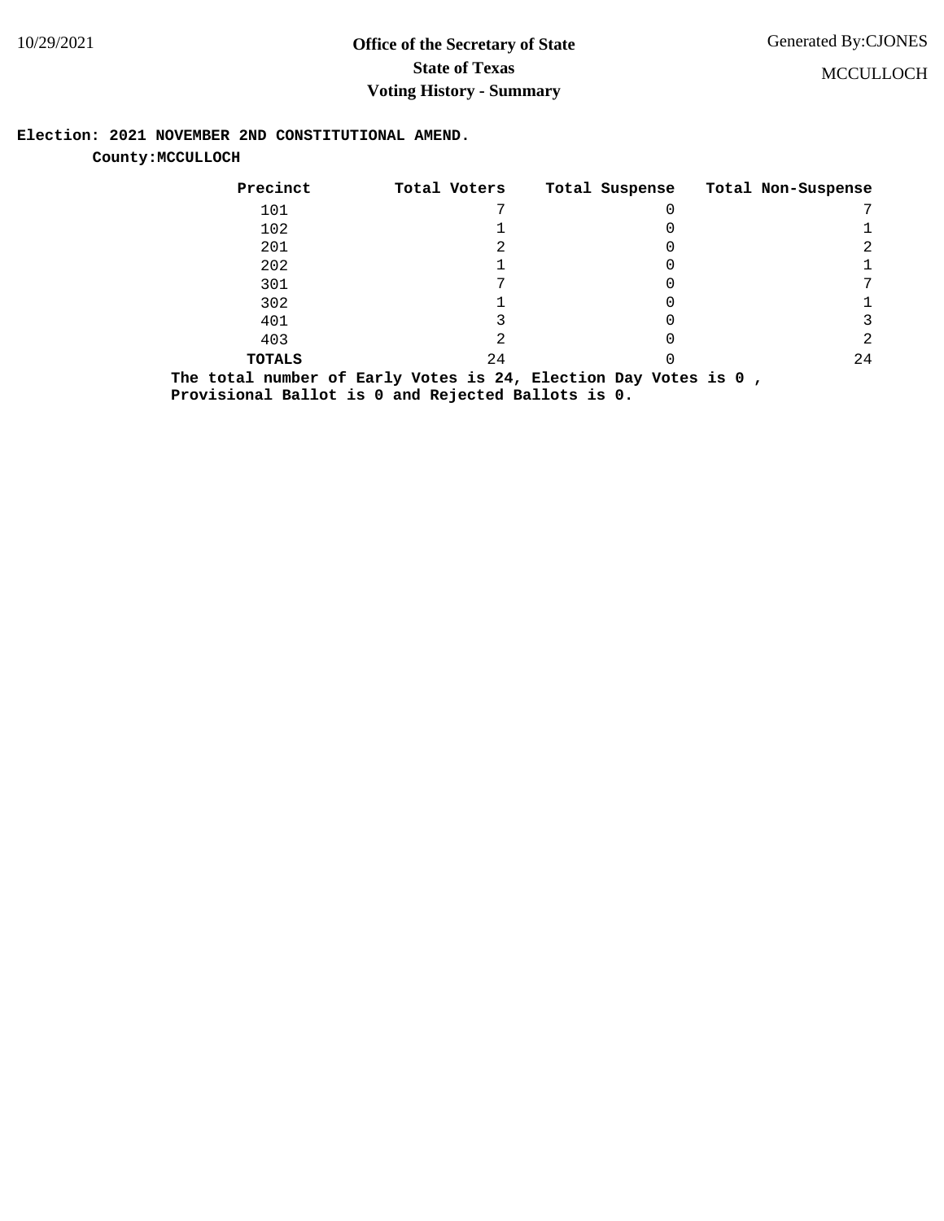10/29/2021

**Office of the Secretary of State**

**State of Texas**

**Voting History - Summary**

Generated By:CJONES

MCCULLOCH

**Election: 2021 NOVEMBER 2ND CONSTITUTIONAL AMEND.**

**County:MCCULLOCH**

| Precinct | Total Voters | Total Suspense | Total Non-Suspense |
|---|---|---|---|
| 101 | 7 | 0 | 7 |
| 102 | 1 | 0 | 1 |
| 201 | 2 | 0 | 2 |
| 202 | 1 | 0 | 1 |
| 301 | 7 | 0 | 7 |
| 302 | 1 | 0 | 1 |
| 401 | 3 | 0 | 3 |
| 403 | 2 | 0 | 2 |
| **TOTALS** | 24 | 0 | 24 |

**The total number of Early Votes is 24, Election Day Votes is 0 , Provisional Ballot is 0 and Rejected Ballots is 0.**